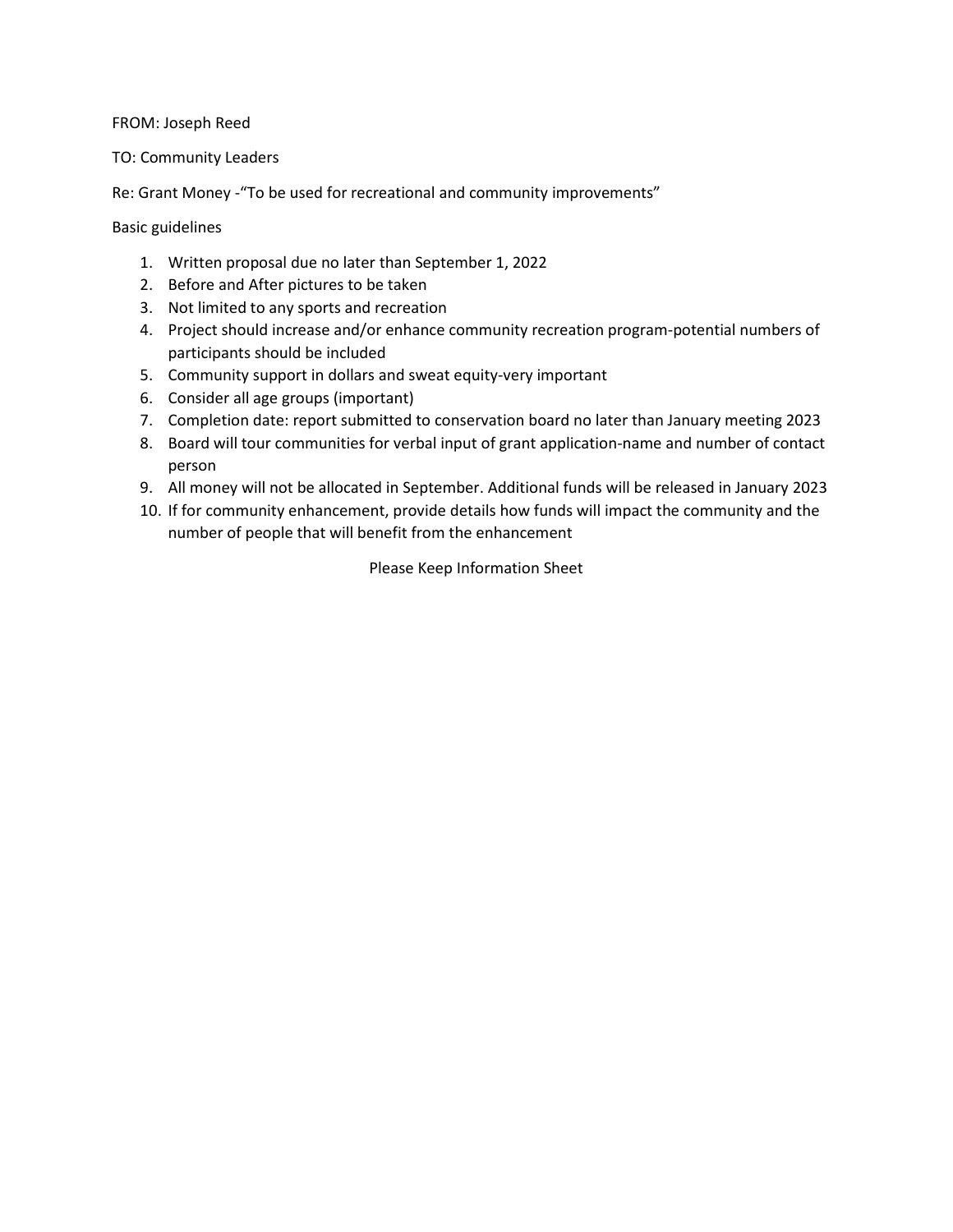FROM: Joseph Reed

TO: Community Leaders

Re: Grant Money -"To be used for recreational and community improvements"

Basic guidelines

1. Written proposal due no later than September 1, 2022
2. Before and After pictures to be taken
3. Not limited to any sports and recreation
4. Project should increase and/or enhance community recreation program-potential numbers of participants should be included
5. Community support in dollars and sweat equity-very important
6. Consider all age groups (important)
7. Completion date: report submitted to conservation board no later than January meeting 2023
8. Board will tour communities for verbal input of grant application-name and number of contact person
9. All money will not be allocated in September. Additional funds will be released in January 2023
10. If for community enhancement, provide details how funds will impact the community and the number of people that will benefit from the enhancement

Please Keep Information Sheet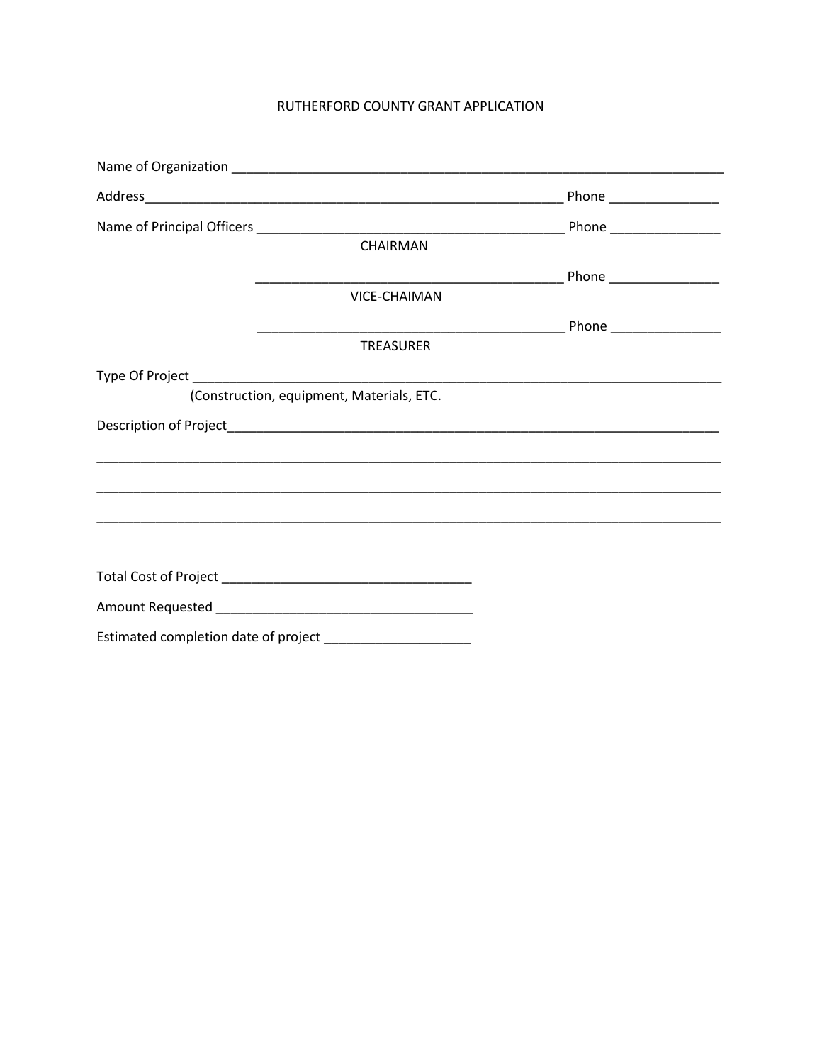# RUTHERFORD COUNTY GRANT APPLICATION

Name of Organization ______________________________________________________________________

Address____________________________________________________________ Phone _______________

Name of Principal Officers ____________________________________________ Phone _______________

CHAIRMAN

____________________________________________ Phone _______________

VICE-CHAIMAN

____________________________________________ Phone _______________

TREASURER

Type Of Project ___________________________________________________________________________

(Construction, equipment, Materials, ETC.

Description of Project_______________________________________________________________________

_____________________________________________________________________________________________

_____________________________________________________________________________________________

_____________________________________________________________________________________________

Total Cost of Project __________________________________

Amount Requested ___________________________________

Estimated completion date of project ____________________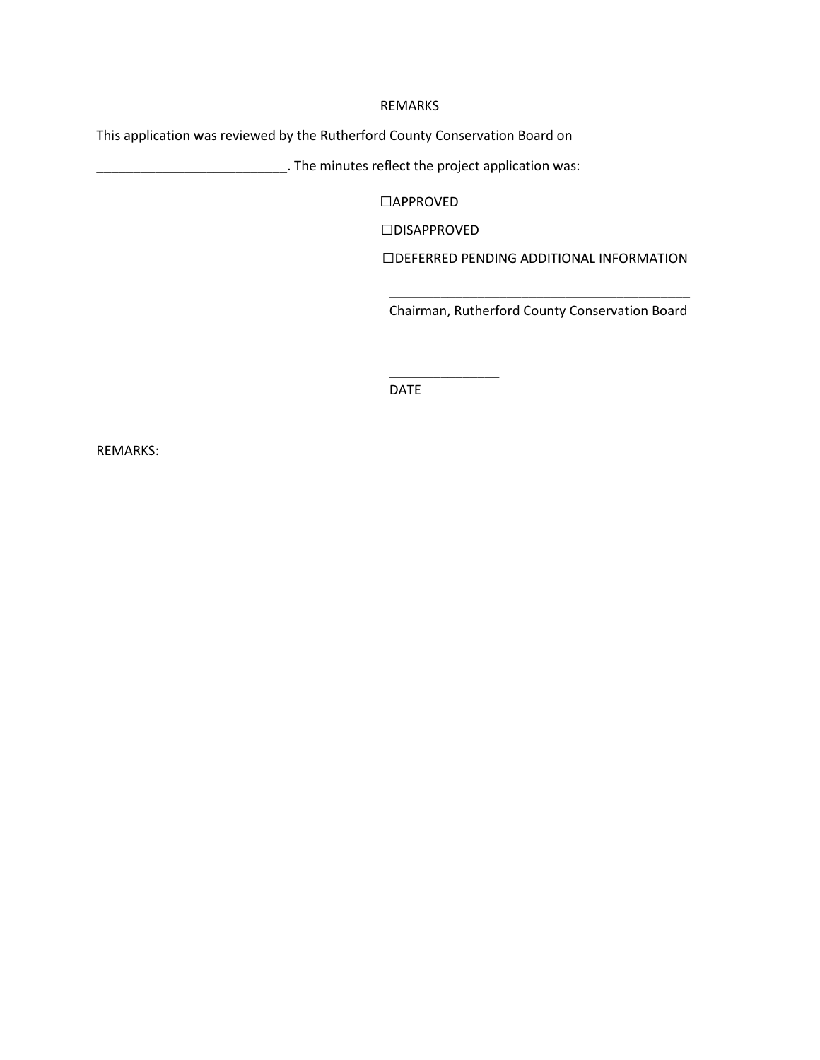REMARKS

This application was reviewed by the Rutherford County Conservation Board on

___________________________. The minutes reflect the project application was:

☐APPROVED

☐DISAPPROVED

☐DEFERRED PENDING ADDITIONAL INFORMATION

___________________________________________
Chairman, Rutherford County Conservation Board

________________
DATE

REMARKS: